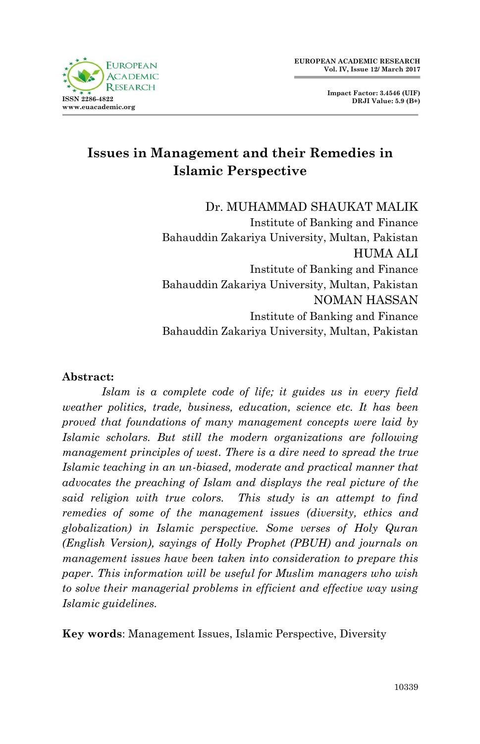# Issues in Management and their Remedies in Islamic Perspective

Dr. MUHAMMAD SHAUKAT MALIK
Institute of Banking and Finance
Bahauddin Zakariya University, Multan, Pakistan

HUMA ALI
Institute of Banking and Finance
Bahauddin Zakariya University, Multan, Pakistan

NOMAN HASSAN
Institute of Banking and Finance
Bahauddin Zakariya University, Multan, Pakistan

**Abstract:**

*Islam is a complete code of life; it guides us in every field weather politics, trade, business, education, science etc. It has been proved that foundations of many management concepts were laid by Islamic scholars. But still the modern organizations are following management principles of west. There is a dire need to spread the true Islamic teaching in an un-biased, moderate and practical manner that advocates the preaching of Islam and displays the real picture of the said religion with true colors. This study is an attempt to find remedies of some of the management issues (diversity, ethics and globalization) in Islamic perspective. Some verses of Holy Quran (English Version), sayings of Holly Prophet (PBUH) and journals on management issues have been taken into consideration to prepare this paper. This information will be useful for Muslim managers who wish to solve their managerial problems in efficient and effective way using Islamic guidelines.*

**Key words**: Management Issues, Islamic Perspective, Diversity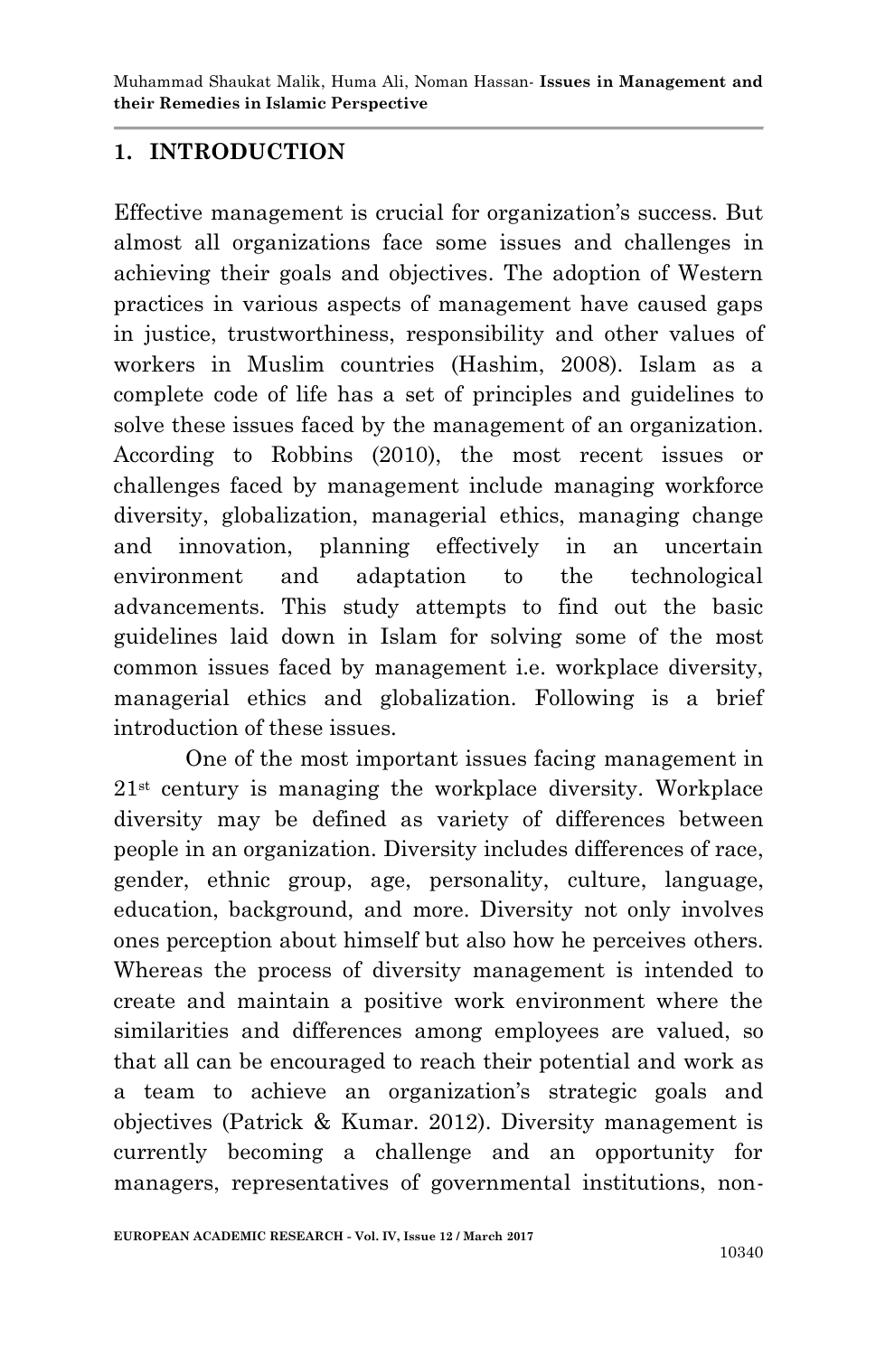## 1. INTRODUCTION

Effective management is crucial for organization's success. But almost all organizations face some issues and challenges in achieving their goals and objectives. The adoption of Western practices in various aspects of management have caused gaps in justice, trustworthiness, responsibility and other values of workers in Muslim countries (Hashim, 2008). Islam as a complete code of life has a set of principles and guidelines to solve these issues faced by the management of an organization. According to Robbins (2010), the most recent issues or challenges faced by management include managing workforce diversity, globalization, managerial ethics, managing change and innovation, planning effectively in an uncertain environment and adaptation to the technological advancements. This study attempts to find out the basic guidelines laid down in Islam for solving some of the most common issues faced by management i.e. workplace diversity, managerial ethics and globalization. Following is a brief introduction of these issues.

One of the most important issues facing management in 21st century is managing the workplace diversity. Workplace diversity may be defined as variety of differences between people in an organization. Diversity includes differences of race, gender, ethnic group, age, personality, culture, language, education, background, and more. Diversity not only involves ones perception about himself but also how he perceives others. Whereas the process of diversity management is intended to create and maintain a positive work environment where the similarities and differences among employees are valued, so that all can be encouraged to reach their potential and work as a team to achieve an organization's strategic goals and objectives (Patrick & Kumar. 2012). Diversity management is currently becoming a challenge and an opportunity for managers, representatives of governmental institutions, non-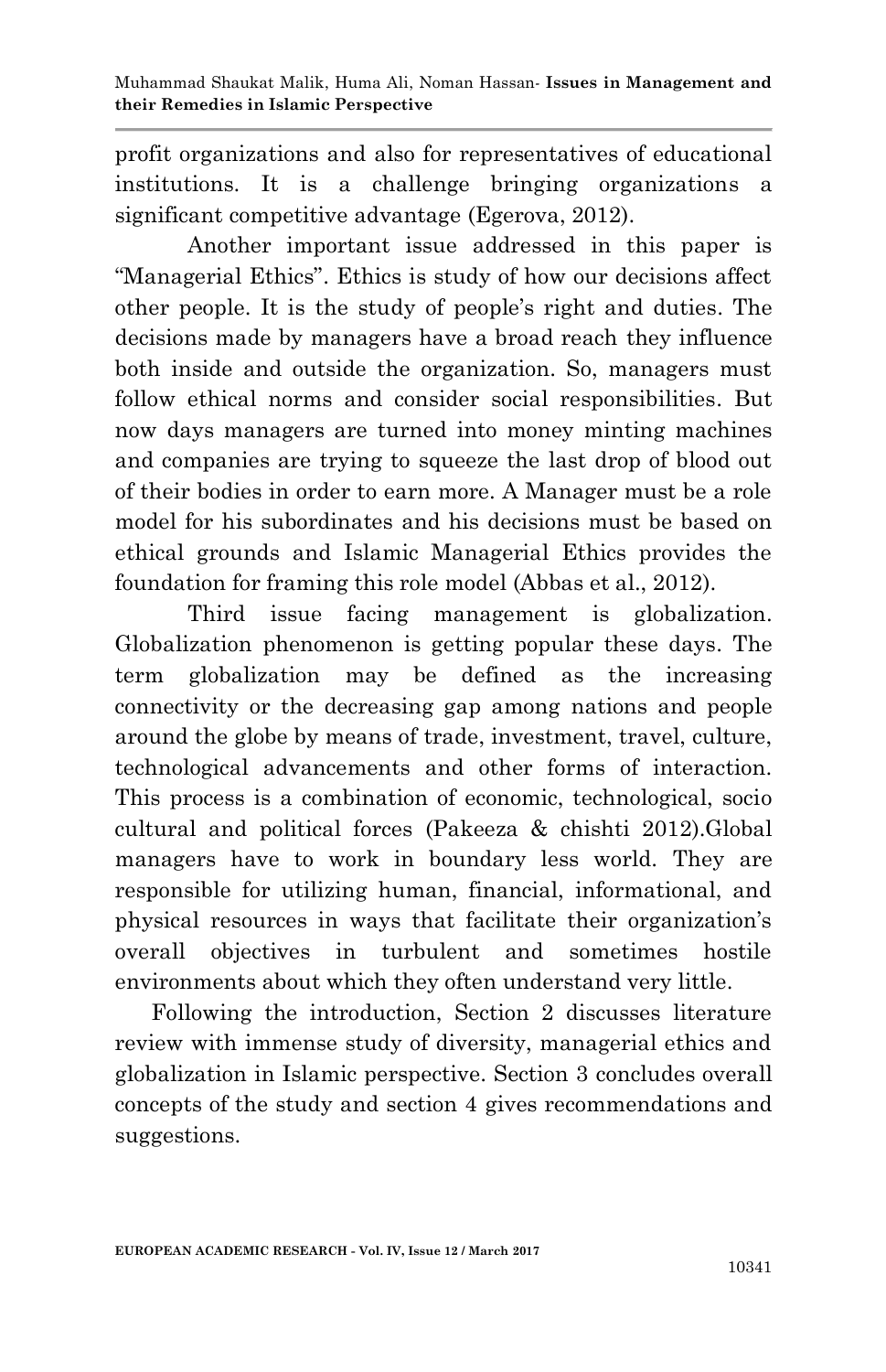profit organizations and also for representatives of educational institutions. It is a challenge bringing organizations a significant competitive advantage (Egerova, 2012).

Another important issue addressed in this paper is "Managerial Ethics". Ethics is study of how our decisions affect other people. It is the study of people's right and duties. The decisions made by managers have a broad reach they influence both inside and outside the organization. So, managers must follow ethical norms and consider social responsibilities. But now days managers are turned into money minting machines and companies are trying to squeeze the last drop of blood out of their bodies in order to earn more. A Manager must be a role model for his subordinates and his decisions must be based on ethical grounds and Islamic Managerial Ethics provides the foundation for framing this role model (Abbas et al., 2012).

Third issue facing management is globalization. Globalization phenomenon is getting popular these days. The term globalization may be defined as the increasing connectivity or the decreasing gap among nations and people around the globe by means of trade, investment, travel, culture, technological advancements and other forms of interaction. This process is a combination of economic, technological, socio cultural and political forces (Pakeeza & chishti 2012).Global managers have to work in boundary less world. They are responsible for utilizing human, financial, informational, and physical resources in ways that facilitate their organization's overall objectives in turbulent and sometimes hostile environments about which they often understand very little.

Following the introduction, Section 2 discusses literature review with immense study of diversity, managerial ethics and globalization in Islamic perspective. Section 3 concludes overall concepts of the study and section 4 gives recommendations and suggestions.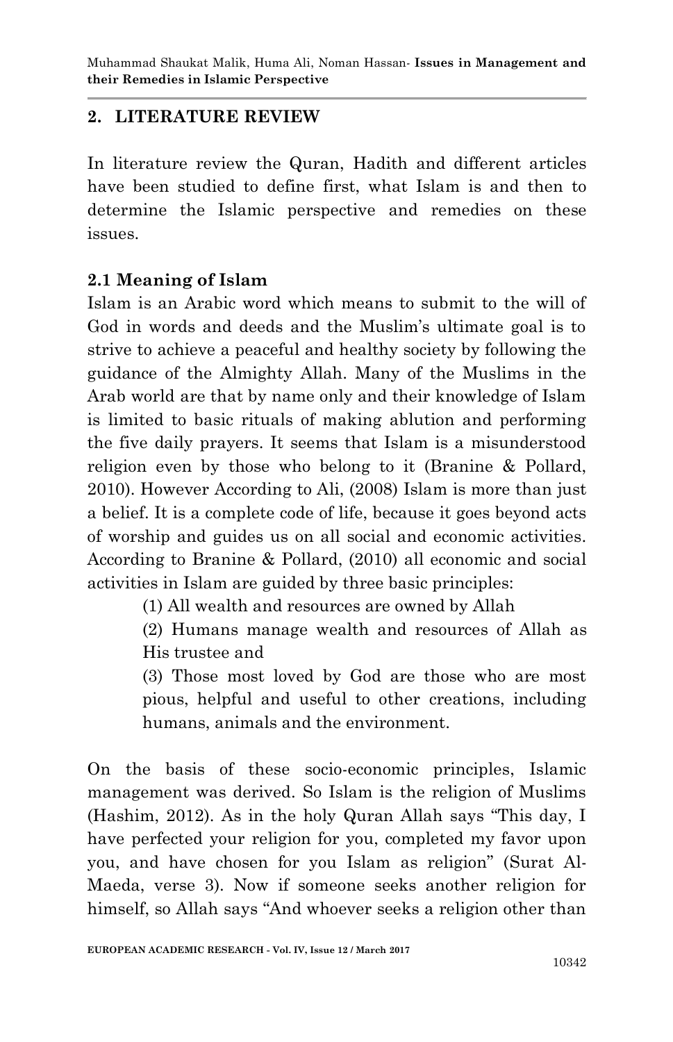## 2. LITERATURE REVIEW

In literature review the Quran, Hadith and different articles have been studied to define first, what Islam is and then to determine the Islamic perspective and remedies on these issues.

### 2.1 Meaning of Islam

Islam is an Arabic word which means to submit to the will of God in words and deeds and the Muslim's ultimate goal is to strive to achieve a peaceful and healthy society by following the guidance of the Almighty Allah. Many of the Muslims in the Arab world are that by name only and their knowledge of Islam is limited to basic rituals of making ablution and performing the five daily prayers. It seems that Islam is a misunderstood religion even by those who belong to it (Branine & Pollard, 2010). However According to Ali, (2008) Islam is more than just a belief. It is a complete code of life, because it goes beyond acts of worship and guides us on all social and economic activities. According to Branine & Pollard, (2010) all economic and social activities in Islam are guided by three basic principles:

(1) All wealth and resources are owned by Allah

(2) Humans manage wealth and resources of Allah as His trustee and

(3) Those most loved by God are those who are most pious, helpful and useful to other creations, including humans, animals and the environment.

On the basis of these socio-economic principles, Islamic management was derived. So Islam is the religion of Muslims (Hashim, 2012). As in the holy Quran Allah says "This day, I have perfected your religion for you, completed my favor upon you, and have chosen for you Islam as religion" (Surat Al-Maeda, verse 3). Now if someone seeks another religion for himself, so Allah says "And whoever seeks a religion other than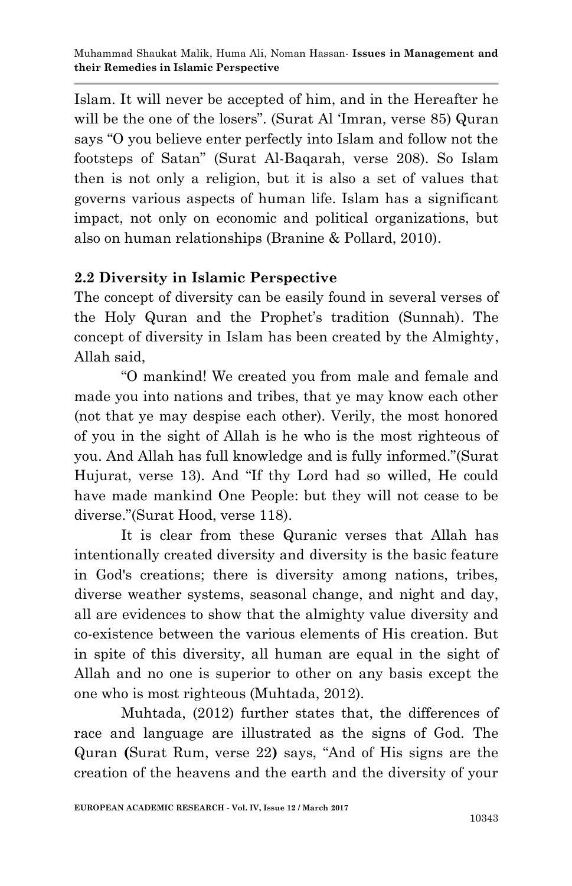Islam. It will never be accepted of him, and in the Hereafter he will be the one of the losers". (Surat Al 'Imran, verse 85) Quran says "O you believe enter perfectly into Islam and follow not the footsteps of Satan" (Surat Al-Baqarah, verse 208). So Islam then is not only a religion, but it is also a set of values that governs various aspects of human life. Islam has a significant impact, not only on economic and political organizations, but also on human relationships (Branine & Pollard, 2010).

## 2.2 Diversity in Islamic Perspective

The concept of diversity can be easily found in several verses of the Holy Quran and the Prophet's tradition (Sunnah). The concept of diversity in Islam has been created by the Almighty, Allah said,

"O mankind! We created you from male and female and made you into nations and tribes, that ye may know each other (not that ye may despise each other). Verily, the most honored of you in the sight of Allah is he who is the most righteous of you. And Allah has full knowledge and is fully informed."(Surat Hujurat, verse 13). And "If thy Lord had so willed, He could have made mankind One People: but they will not cease to be diverse."(Surat Hood, verse 118).

It is clear from these Quranic verses that Allah has intentionally created diversity and diversity is the basic feature in God's creations; there is diversity among nations, tribes, diverse weather systems, seasonal change, and night and day, all are evidences to show that the almighty value diversity and co-existence between the various elements of His creation. But in spite of this diversity, all human are equal in the sight of Allah and no one is superior to other on any basis except the one who is most righteous (Muhtada, 2012).

Muhtada, (2012) further states that, the differences of race and language are illustrated as the signs of God. The Quran **(**Surat Rum, verse 22**)** says, "And of His signs are the creation of the heavens and the earth and the diversity of your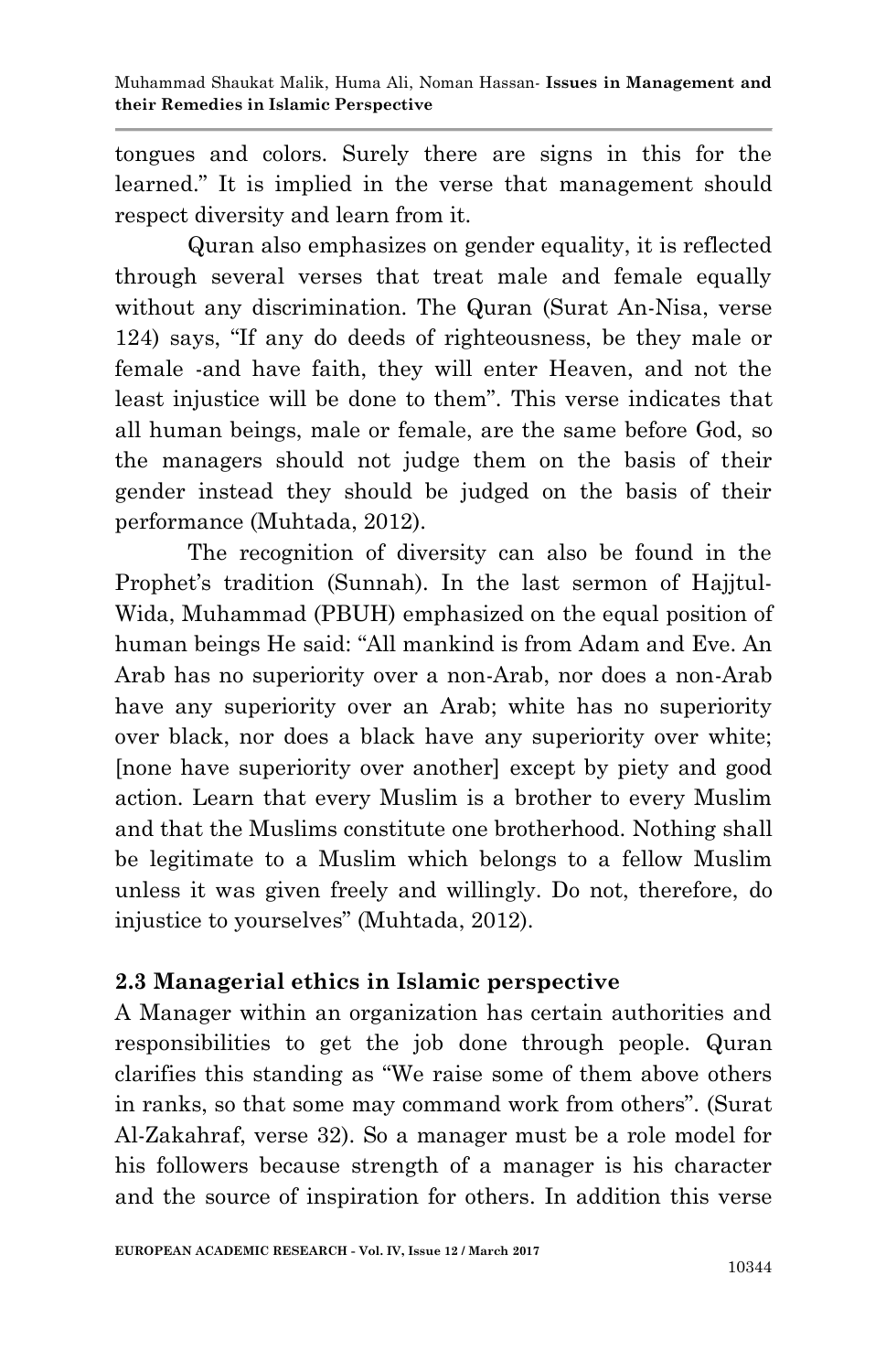tongues and colors. Surely there are signs in this for the learned." It is implied in the verse that management should respect diversity and learn from it.

Quran also emphasizes on gender equality, it is reflected through several verses that treat male and female equally without any discrimination. The Quran (Surat An-Nisa, verse 124) says, "If any do deeds of righteousness, be they male or female -and have faith, they will enter Heaven, and not the least injustice will be done to them". This verse indicates that all human beings, male or female, are the same before God, so the managers should not judge them on the basis of their gender instead they should be judged on the basis of their performance (Muhtada, 2012).

The recognition of diversity can also be found in the Prophet's tradition (Sunnah). In the last sermon of Hajjtul-Wida, Muhammad (PBUH) emphasized on the equal position of human beings He said: "All mankind is from Adam and Eve. An Arab has no superiority over a non-Arab, nor does a non-Arab have any superiority over an Arab; white has no superiority over black, nor does a black have any superiority over white; [none have superiority over another] except by piety and good action. Learn that every Muslim is a brother to every Muslim and that the Muslims constitute one brotherhood. Nothing shall be legitimate to a Muslim which belongs to a fellow Muslim unless it was given freely and willingly. Do not, therefore, do injustice to yourselves" (Muhtada, 2012).

## 2.3 Managerial ethics in Islamic perspective

A Manager within an organization has certain authorities and responsibilities to get the job done through people. Quran clarifies this standing as "We raise some of them above others in ranks, so that some may command work from others". (Surat Al-Zakahraf, verse 32). So a manager must be a role model for his followers because strength of a manager is his character and the source of inspiration for others. In addition this verse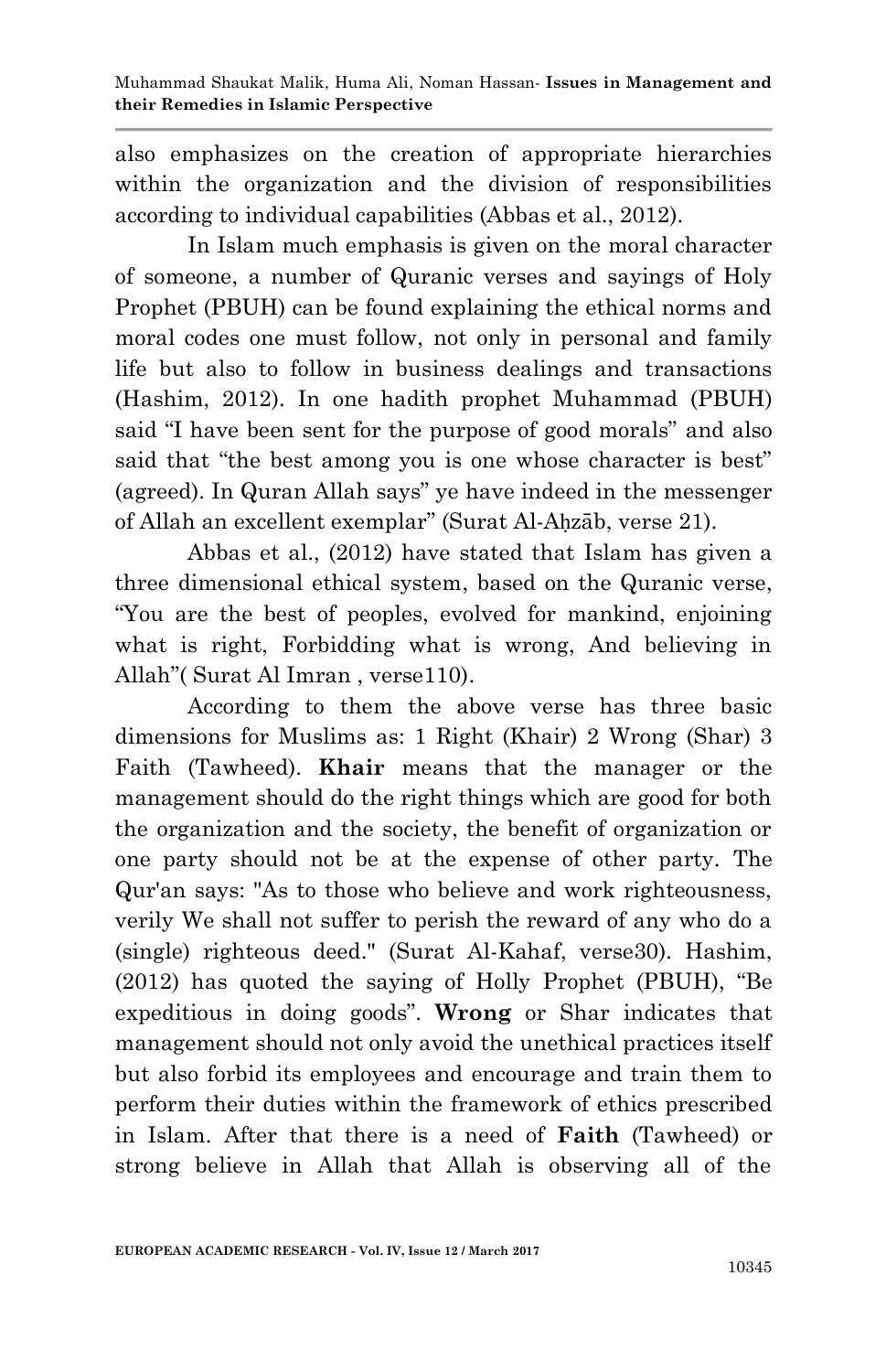also emphasizes on the creation of appropriate hierarchies within the organization and the division of responsibilities according to individual capabilities (Abbas et al., 2012).

In Islam much emphasis is given on the moral character of someone, a number of Quranic verses and sayings of Holy Prophet (PBUH) can be found explaining the ethical norms and moral codes one must follow, not only in personal and family life but also to follow in business dealings and transactions (Hashim, 2012). In one hadith prophet Muhammad (PBUH) said "I have been sent for the purpose of good morals" and also said that "the best among you is one whose character is best" (agreed). In Quran Allah says" ye have indeed in the messenger of Allah an excellent exemplar" (Surat Al-Aḥzāb, verse 21).

Abbas et al., (2012) have stated that Islam has given a three dimensional ethical system, based on the Quranic verse, "You are the best of peoples, evolved for mankind, enjoining what is right, Forbidding what is wrong, And believing in Allah"( Surat Al Imran , verse110).

According to them the above verse has three basic dimensions for Muslims as: 1 Right (Khair) 2 Wrong (Shar) 3 Faith (Tawheed). **Khair** means that the manager or the management should do the right things which are good for both the organization and the society, the benefit of organization or one party should not be at the expense of other party. The Qur'an says: "As to those who believe and work righteousness, verily We shall not suffer to perish the reward of any who do a (single) righteous deed." (Surat Al-Kahaf, verse30). Hashim, (2012) has quoted the saying of Holly Prophet (PBUH), "Be expeditious in doing goods". **Wrong** or Shar indicates that management should not only avoid the unethical practices itself but also forbid its employees and encourage and train them to perform their duties within the framework of ethics prescribed in Islam. After that there is a need of **Faith** (Tawheed) or strong believe in Allah that Allah is observing all of the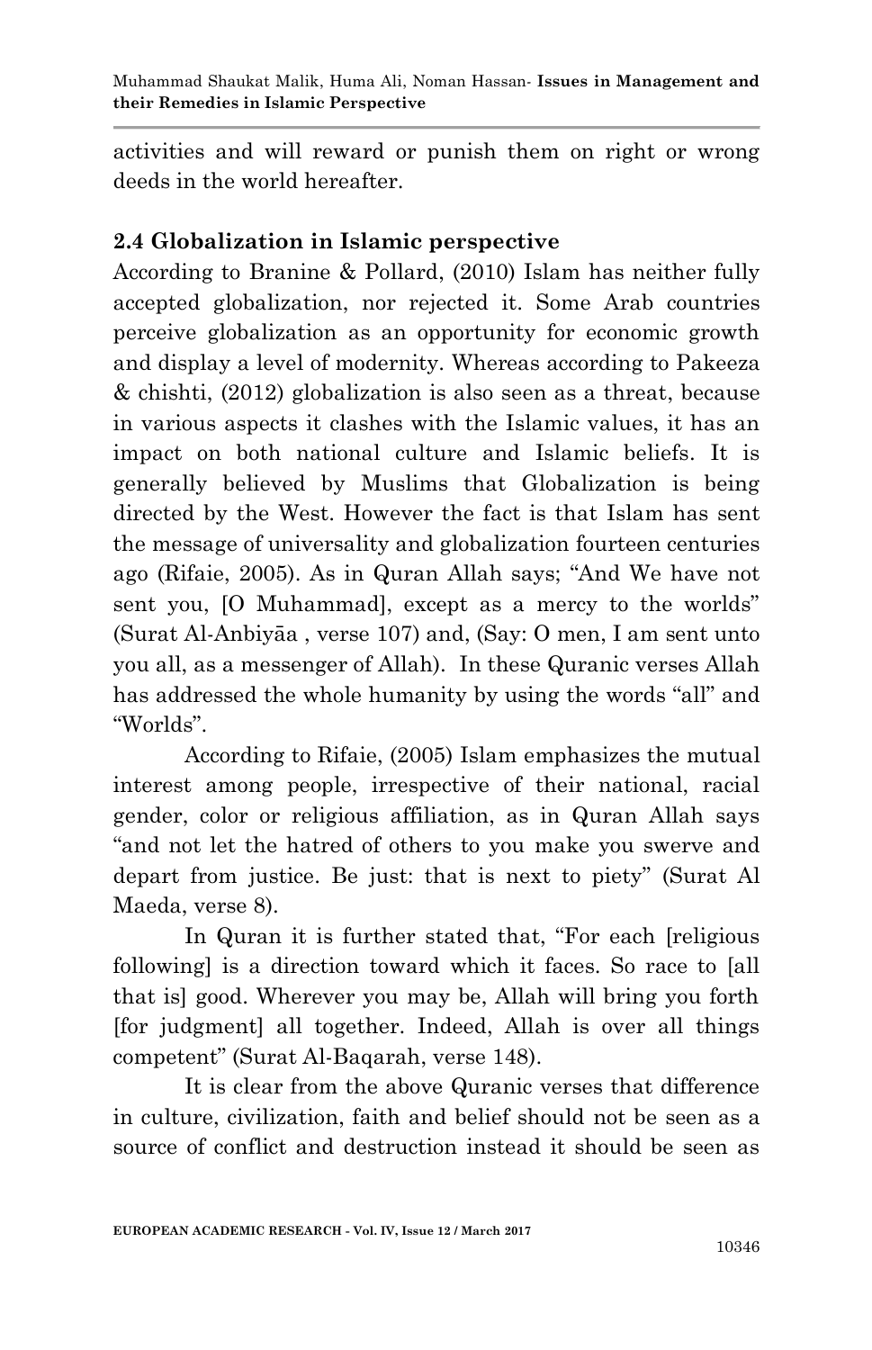activities and will reward or punish them on right or wrong deeds in the world hereafter.

## 2.4 Globalization in Islamic perspective

According to Branine & Pollard, (2010) Islam has neither fully accepted globalization, nor rejected it. Some Arab countries perceive globalization as an opportunity for economic growth and display a level of modernity. Whereas according to Pakeeza & chishti, (2012) globalization is also seen as a threat, because in various aspects it clashes with the Islamic values, it has an impact on both national culture and Islamic beliefs. It is generally believed by Muslims that Globalization is being directed by the West. However the fact is that Islam has sent the message of universality and globalization fourteen centuries ago (Rifaie, 2005). As in Quran Allah says; "And We have not sent you, [O Muhammad], except as a mercy to the worlds" (Surat Al-Anbiyāa , verse 107) and, (Say: O men, I am sent unto you all, as a messenger of Allah). In these Quranic verses Allah has addressed the whole humanity by using the words "all" and "Worlds".

According to Rifaie, (2005) Islam emphasizes the mutual interest among people, irrespective of their national, racial gender, color or religious affiliation, as in Quran Allah says "and not let the hatred of others to you make you swerve and depart from justice. Be just: that is next to piety" (Surat Al Maeda, verse 8).

In Quran it is further stated that, "For each [religious following] is a direction toward which it faces. So race to [all that is] good. Wherever you may be, Allah will bring you forth [for judgment] all together. Indeed, Allah is over all things competent" (Surat Al-Baqarah, verse 148).

It is clear from the above Quranic verses that difference in culture, civilization, faith and belief should not be seen as a source of conflict and destruction instead it should be seen as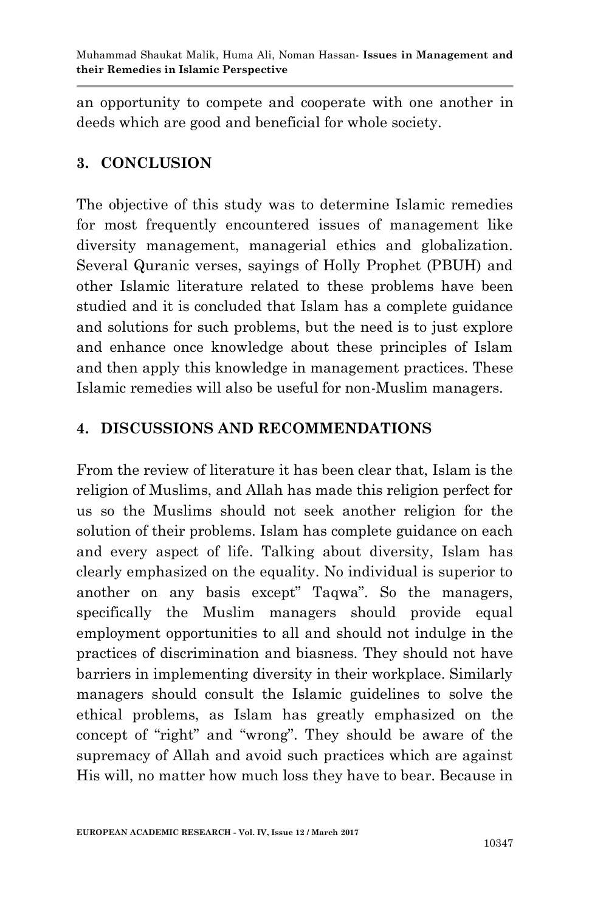an opportunity to compete and cooperate with one another in deeds which are good and beneficial for whole society.

## 3. CONCLUSION

The objective of this study was to determine Islamic remedies for most frequently encountered issues of management like diversity management, managerial ethics and globalization. Several Quranic verses, sayings of Holly Prophet (PBUH) and other Islamic literature related to these problems have been studied and it is concluded that Islam has a complete guidance and solutions for such problems, but the need is to just explore and enhance once knowledge about these principles of Islam and then apply this knowledge in management practices. These Islamic remedies will also be useful for non-Muslim managers.

## 4. DISCUSSIONS AND RECOMMENDATIONS

From the review of literature it has been clear that, Islam is the religion of Muslims, and Allah has made this religion perfect for us so the Muslims should not seek another religion for the solution of their problems. Islam has complete guidance on each and every aspect of life. Talking about diversity, Islam has clearly emphasized on the equality. No individual is superior to another on any basis except" Taqwa". So the managers, specifically the Muslim managers should provide equal employment opportunities to all and should not indulge in the practices of discrimination and biasness. They should not have barriers in implementing diversity in their workplace. Similarly managers should consult the Islamic guidelines to solve the ethical problems, as Islam has greatly emphasized on the concept of "right" and "wrong". They should be aware of the supremacy of Allah and avoid such practices which are against His will, no matter how much loss they have to bear. Because in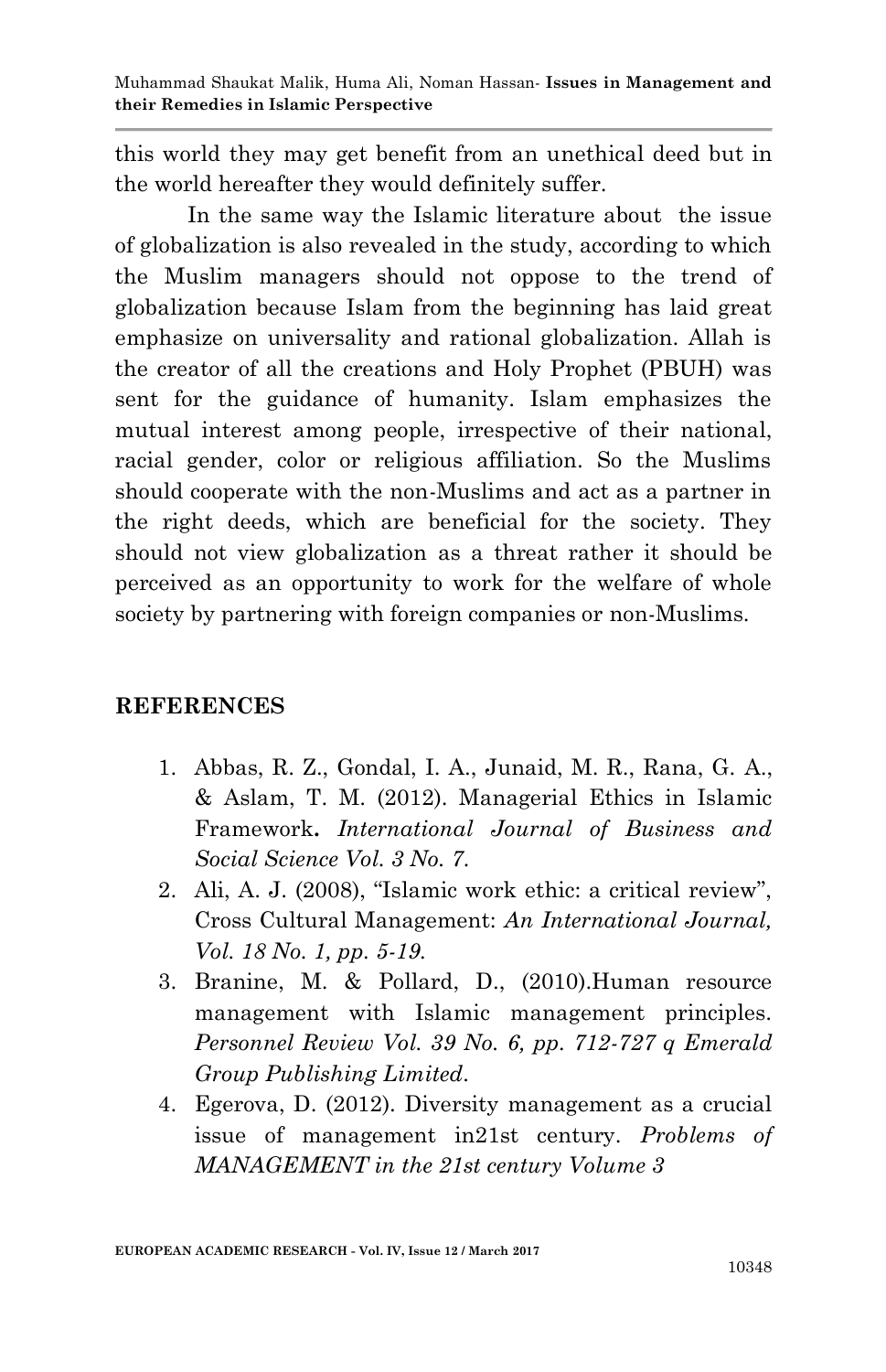this world they may get benefit from an unethical deed but in the world hereafter they would definitely suffer.

In the same way the Islamic literature about the issue of globalization is also revealed in the study, according to which the Muslim managers should not oppose to the trend of globalization because Islam from the beginning has laid great emphasize on universality and rational globalization. Allah is the creator of all the creations and Holy Prophet (PBUH) was sent for the guidance of humanity. Islam emphasizes the mutual interest among people, irrespective of their national, racial gender, color or religious affiliation. So the Muslims should cooperate with the non-Muslims and act as a partner in the right deeds, which are beneficial for the society. They should not view globalization as a threat rather it should be perceived as an opportunity to work for the welfare of whole society by partnering with foreign companies or non-Muslims.

## REFERENCES

1. Abbas, R. Z., Gondal, I. A., Junaid, M. R., Rana, G. A., & Aslam, T. M. (2012). Managerial Ethics in Islamic Framework**.** *International Journal of Business and Social Science Vol. 3 No. 7.*
2. Ali, A. J. (2008), "Islamic work ethic: a critical review", Cross Cultural Management: *An International Journal, Vol. 18 No. 1, pp. 5-19.*
3. Branine, M. & Pollard, D., (2010).Human resource management with Islamic management principles. *Personnel Review Vol. 39 No. 6, pp. 712-727 q Emerald Group Publishing Limited*.
4. Egerova, D. (2012). Diversity management as a crucial issue of management in21st century. *Problems of MANAGEMENT in the 21st century Volume 3*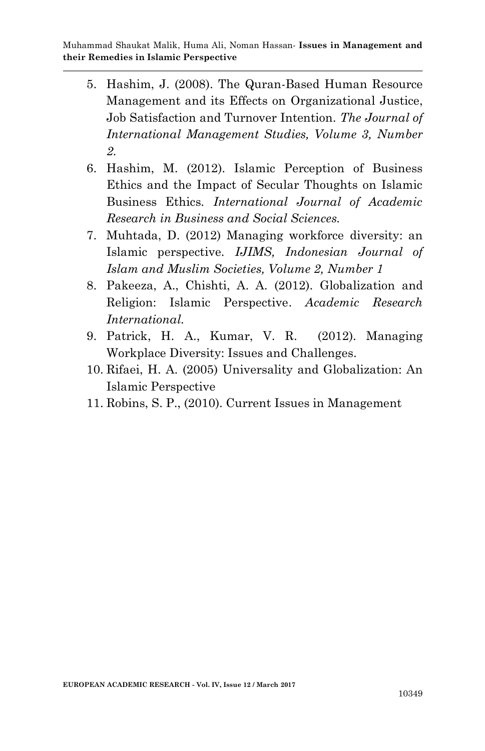5. Hashim, J. (2008). The Quran-Based Human Resource Management and its Effects on Organizational Justice, Job Satisfaction and Turnover Intention. *The Journal of International Management Studies, Volume 3, Number 2.*
6. Hashim, M. (2012). Islamic Perception of Business Ethics and the Impact of Secular Thoughts on Islamic Business Ethics. *International Journal of Academic Research in Business and Social Sciences.*
7. Muhtada, D. (2012) Managing workforce diversity: an Islamic perspective. *IJIMS, Indonesian Journal of Islam and Muslim Societies, Volume 2, Number 1*
8. Pakeeza, A., Chishti, A. A. (2012). Globalization and Religion: Islamic Perspective. *Academic Research International.*
9. Patrick, H. A., Kumar, V. R. (2012). Managing Workplace Diversity: Issues and Challenges.
10. Rifaei, H. A. (2005) Universality and Globalization: An Islamic Perspective
11. Robins, S. P., (2010). Current Issues in Management